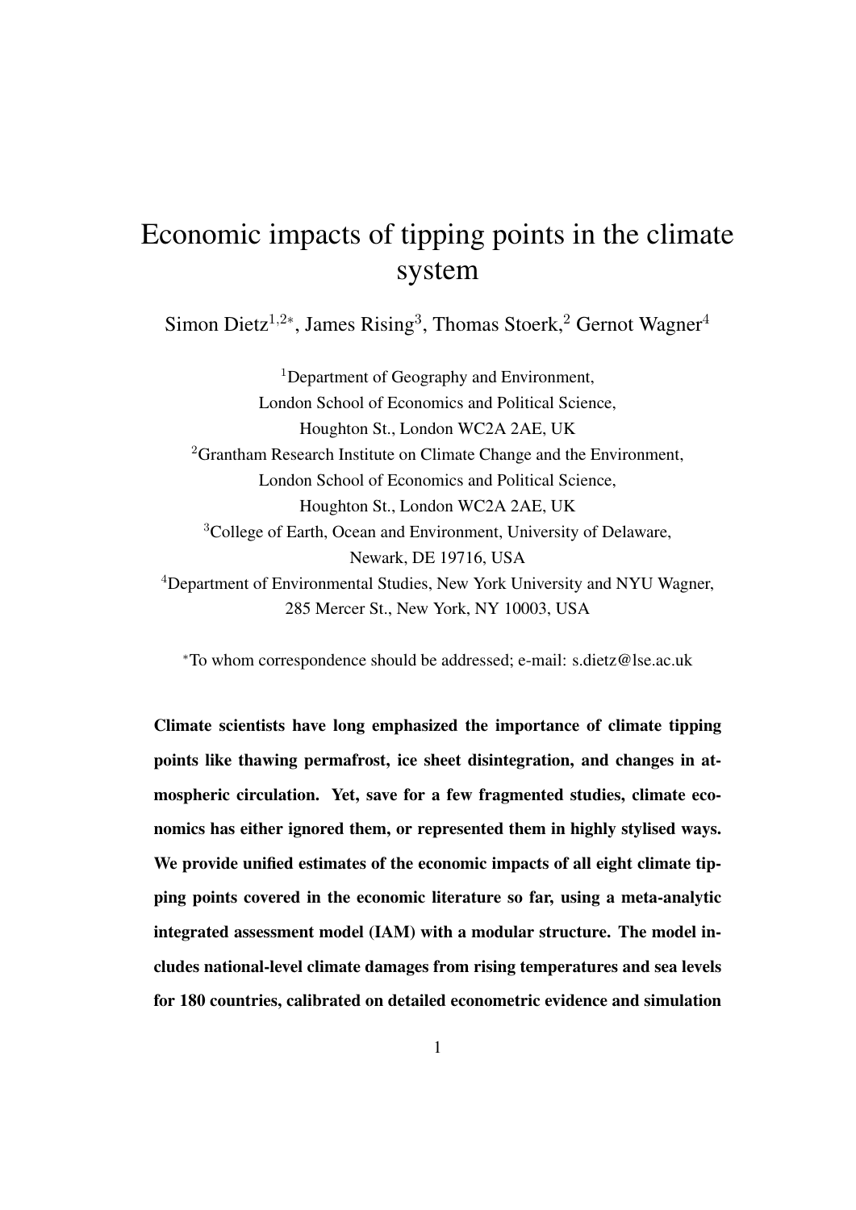# Economic impacts of tipping points in the climate system

Simon Dietz[1,2*], James Rising[3], Thomas Stoerk,[2] Gernot Wagner[4]

[1]Department of Geography and Environment,
London School of Economics and Political Science,
Houghton St., London WC2A 2AE, UK

[2]Grantham Research Institute on Climate Change and the Environment,
London School of Economics and Political Science,
Houghton St., London WC2A 2AE, UK

[3]College of Earth, Ocean and Environment, University of Delaware,
Newark, DE 19716, USA

[4]Department of Environmental Studies, New York University and NYU Wagner,
285 Mercer St., New York, NY 10003, USA

*To whom correspondence should be addressed; e-mail: s.dietz@lse.ac.uk

**Climate scientists have long emphasized the importance of climate tipping points like thawing permafrost, ice sheet disintegration, and changes in atmospheric circulation. Yet, save for a few fragmented studies, climate economics has either ignored them, or represented them in highly stylised ways. We provide unified estimates of the economic impacts of all eight climate tipping points covered in the economic literature so far, using a meta-analytic integrated assessment model (IAM) with a modular structure. The model includes national-level climate damages from rising temperatures and sea levels for 180 countries, calibrated on detailed econometric evidence and simulation**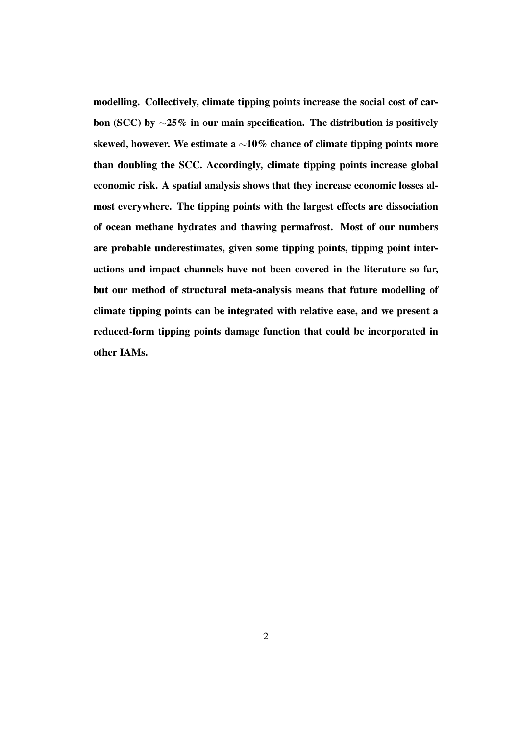**modelling. Collectively, climate tipping points increase the social cost of carbon (SCC) by $\sim$25% in our main specification. The distribution is positively skewed, however. We estimate a $\sim$10% chance of climate tipping points more than doubling the SCC. Accordingly, climate tipping points increase global economic risk. A spatial analysis shows that they increase economic losses almost everywhere. The tipping points with the largest effects are dissociation of ocean methane hydrates and thawing permafrost. Most of our numbers are probable underestimates, given some tipping points, tipping point interactions and impact channels have not been covered in the literature so far, but our method of structural meta-analysis means that future modelling of climate tipping points can be integrated with relative ease, and we present a reduced-form tipping points damage function that could be incorporated in other IAMs.**